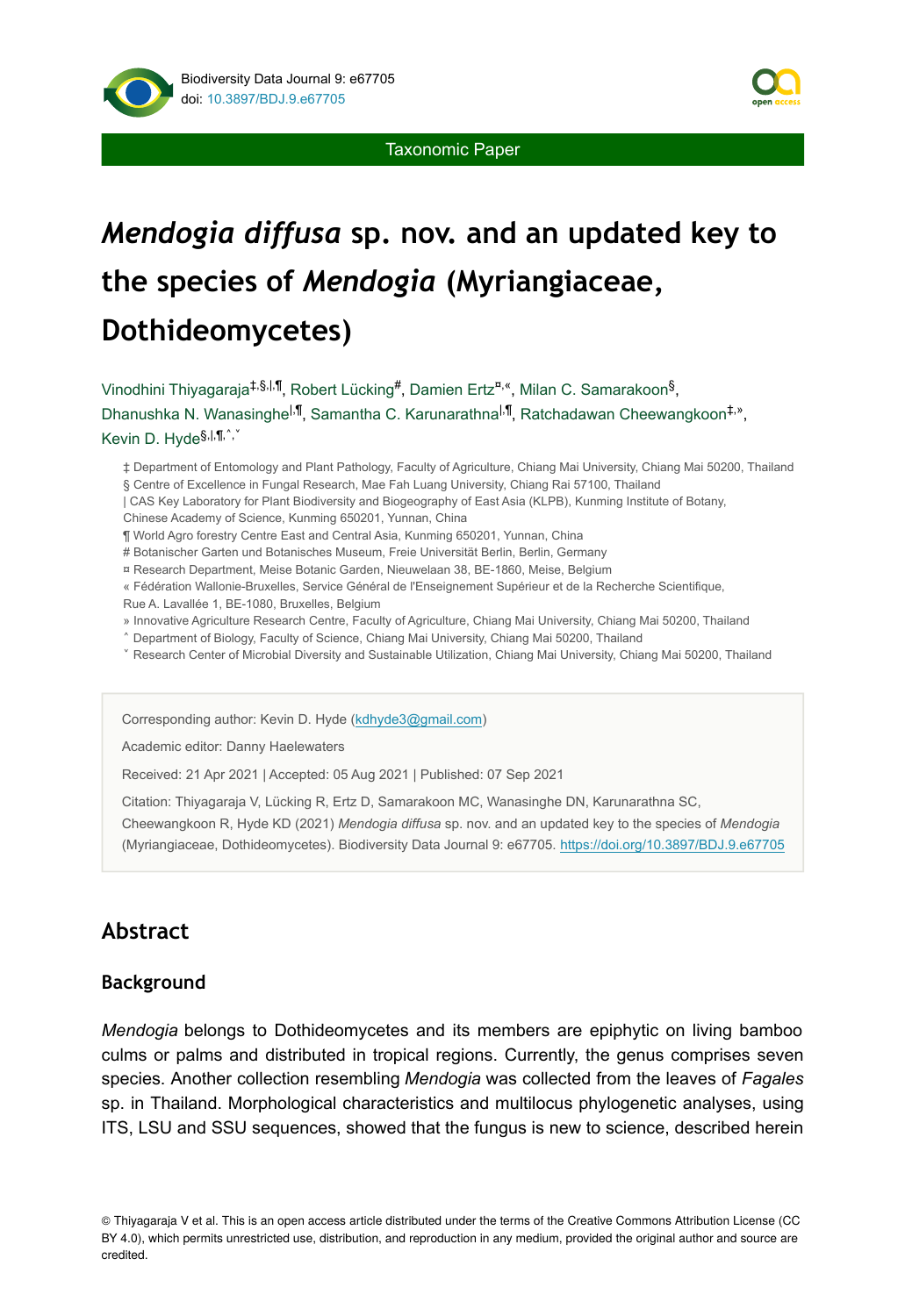Taxonomic Paper

# *Mendogia diffusa* sp. nov. and an updated key to the species of *Mendogia* (Myriangiaceae, Dothideomycetes)

Vinodhini Thiyagaraja[‡,§,|,¶], Robert Lücking[#], Damien Ertz[¤,«], Milan C. Samarakoon[§], Dhanushka N. Wanasinghe[|,¶], Samantha C. Karunarathna[|,¶], Ratchadawan Cheewangkoon[‡,»], Kevin D. Hyde[§,|,¶,˄,˅]

‡ Department of Entomology and Plant Pathology, Faculty of Agriculture, Chiang Mai University, Chiang Mai 50200, Thailand
§ Centre of Excellence in Fungal Research, Mae Fah Luang University, Chiang Rai 57100, Thailand
| CAS Key Laboratory for Plant Biodiversity and Biogeography of East Asia (KLPB), Kunming Institute of Botany, Chinese Academy of Science, Kunming 650201, Yunnan, China
¶ World Agro forestry Centre East and Central Asia, Kunming 650201, Yunnan, China
# Botanischer Garten und Botanisches Museum, Freie Universität Berlin, Berlin, Germany
¤ Research Department, Meise Botanic Garden, Nieuwelaan 38, BE-1860, Meise, Belgium
« Fédération Wallonie-Bruxelles, Service Général de l'Enseignement Supérieur et de la Recherche Scientifique, Rue A. Lavallée 1, BE-1080, Bruxelles, Belgium
» Innovative Agriculture Research Centre, Faculty of Agriculture, Chiang Mai University, Chiang Mai 50200, Thailand
˄ Department of Biology, Faculty of Science, Chiang Mai University, Chiang Mai 50200, Thailand
˅ Research Center of Microbial Diversity and Sustainable Utilization, Chiang Mai University, Chiang Mai 50200, Thailand

Corresponding author: Kevin D. Hyde (kdhyde3@gmail.com)

Academic editor: Danny Haelewaters

Received: 21 Apr 2021 | Accepted: 05 Aug 2021 | Published: 07 Sep 2021

Citation: Thiyagaraja V, Lücking R, Ertz D, Samarakoon MC, Wanasinghe DN, Karunarathna SC, Cheewangkoon R, Hyde KD (2021) *Mendogia diffusa* sp. nov. and an updated key to the species of *Mendogia* (Myriangiaceae, Dothideomycetes). Biodiversity Data Journal 9: e67705. https://doi.org/10.3897/BDJ.9.e67705

## Abstract

### Background

*Mendogia* belongs to Dothideomycetes and its members are epiphytic on living bamboo culms or palms and distributed in tropical regions. Currently, the genus comprises seven species. Another collection resembling *Mendogia* was collected from the leaves of *Fagales* sp. in Thailand. Morphological characteristics and multilocus phylogenetic analyses, using ITS, LSU and SSU sequences, showed that the fungus is new to science, described herein

© Thiyagaraja V et al. This is an open access article distributed under the terms of the Creative Commons Attribution License (CC BY 4.0), which permits unrestricted use, distribution, and reproduction in any medium, provided the original author and source are credited.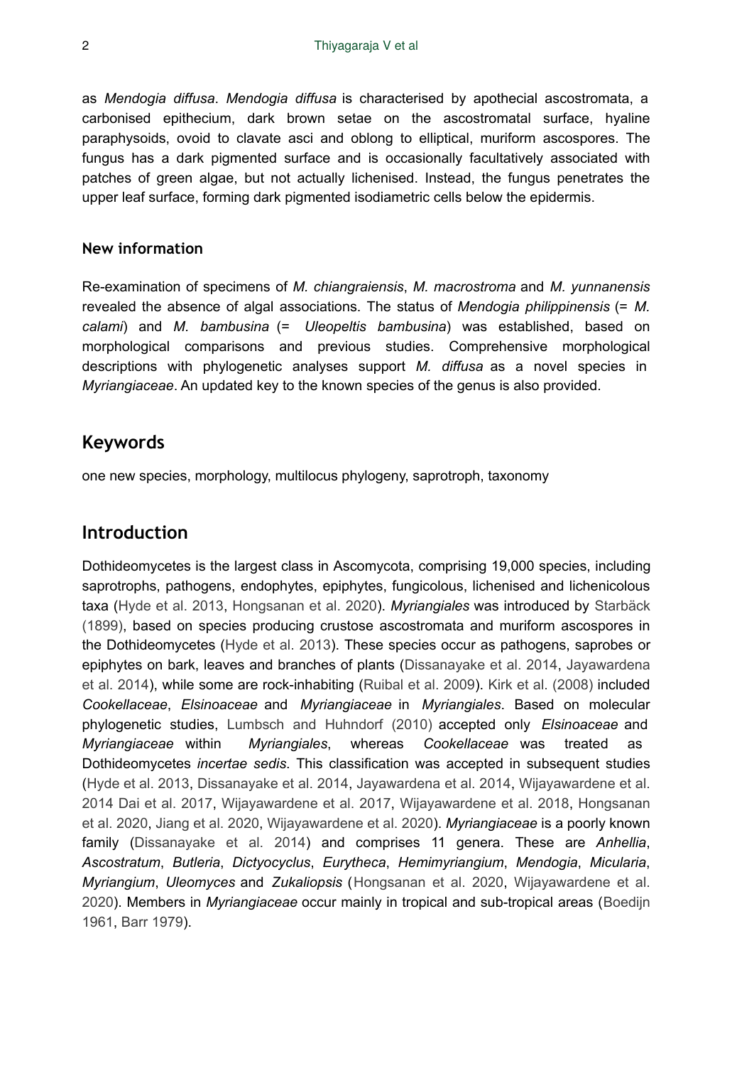as *Mendogia diffusa*. *Mendogia diffusa* is characterised by apothecial ascostromata, a carbonised epithecium, dark brown setae on the ascostromatal surface, hyaline paraphysoids, ovoid to clavate asci and oblong to elliptical, muriform ascospores. The fungus has a dark pigmented surface and is occasionally facultatively associated with patches of green algae, but not actually lichenised. Instead, the fungus penetrates the upper leaf surface, forming dark pigmented isodiametric cells below the epidermis.

### New information

Re-examination of specimens of *M. chiangraiensis*, *M. macrostroma* and *M. yunnanensis* revealed the absence of algal associations. The status of *Mendogia philippinensis* (= *M. calami*) and *M. bambusina* (= *Uleopeltis bambusina*) was established, based on morphological comparisons and previous studies. Comprehensive morphological descriptions with phylogenetic analyses support *M. diffusa* as a novel species in *Myriangiaceae*. An updated key to the known species of the genus is also provided.

## Keywords

one new species, morphology, multilocus phylogeny, saprotroph, taxonomy

## Introduction

Dothideomycetes is the largest class in Ascomycota, comprising 19,000 species, including saprotrophs, pathogens, endophytes, epiphytes, fungicolous, lichenised and lichenicolous taxa (Hyde et al. 2013, Hongsanan et al. 2020). *Myriangiales* was introduced by Starbäck (1899), based on species producing crustose ascostromata and muriform ascospores in the Dothideomycetes (Hyde et al. 2013). These species occur as pathogens, saprobes or epiphytes on bark, leaves and branches of plants (Dissanayake et al. 2014, Jayawardena et al. 2014), while some are rock-inhabiting (Ruibal et al. 2009). Kirk et al. (2008) included *Cookellaceae*, *Elsinoaceae* and *Myriangiaceae* in *Myriangiales*. Based on molecular phylogenetic studies, Lumbsch and Huhndorf (2010) accepted only *Elsinoaceae* and *Myriangiaceae* within *Myriangiales*, whereas *Cookellaceae* was treated as Dothideomycetes *incertae sedis*. This classification was accepted in subsequent studies (Hyde et al. 2013, Dissanayake et al. 2014, Jayawardena et al. 2014, Wijayawardene et al. 2014 Dai et al. 2017, Wijayawardene et al. 2017, Wijayawardene et al. 2018, Hongsanan et al. 2020, Jiang et al. 2020, Wijayawardene et al. 2020). *Myriangiaceae* is a poorly known family (Dissanayake et al. 2014) and comprises 11 genera. These are *Anhellia*, *Ascostratum*, *Butleria*, *Dictyocyclus*, *Eurytheca*, *Hemimyriangium*, *Mendogia*, *Micularia*, *Myriangium*, *Uleomyces* and *Zukaliopsis* (Hongsanan et al. 2020, Wijayawardene et al. 2020). Members in *Myriangiaceae* occur mainly in tropical and sub-tropical areas (Boedijn 1961, Barr 1979).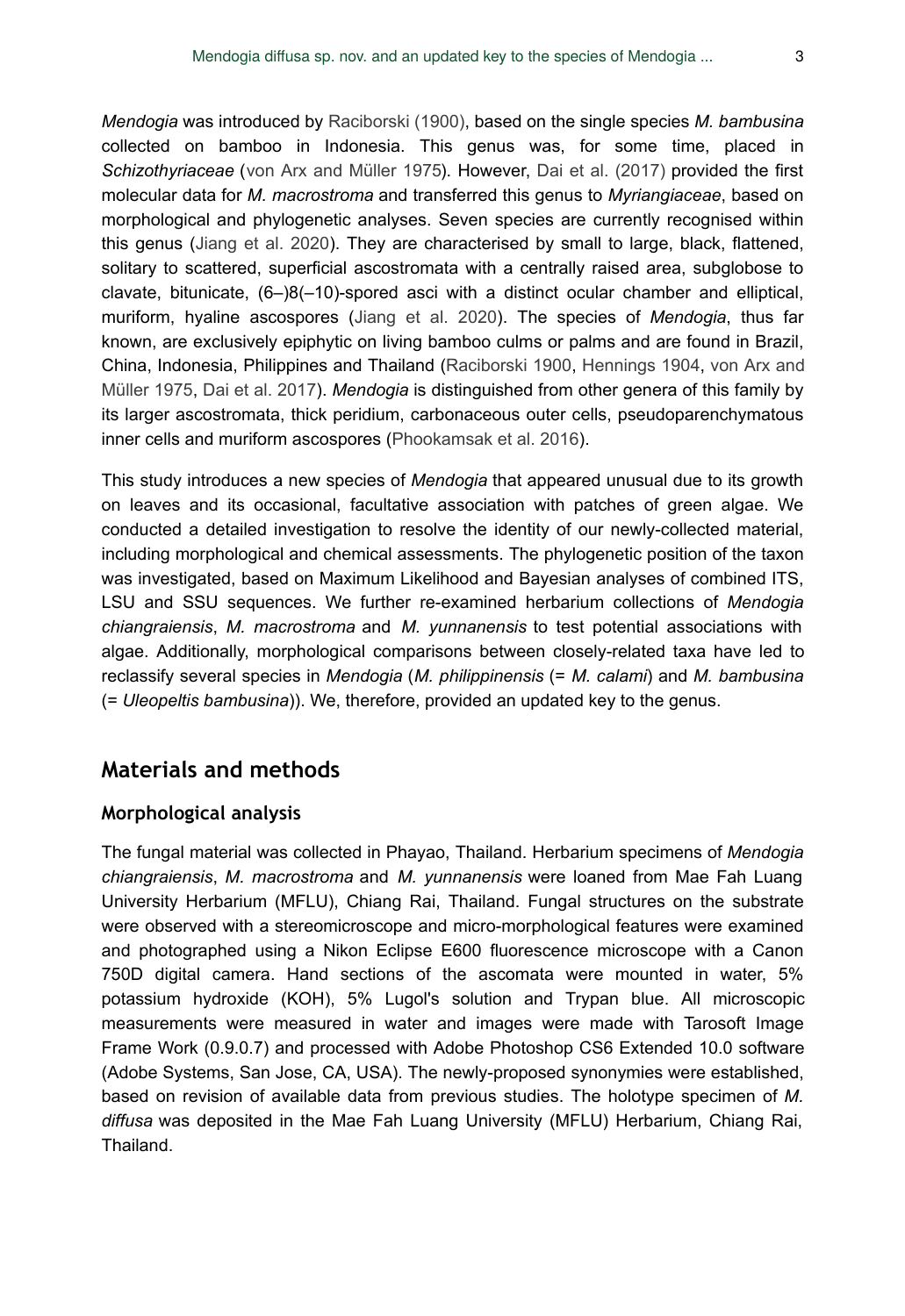*Mendogia* was introduced by Raciborski (1900), based on the single species *M. bambusina* collected on bamboo in Indonesia. This genus was, for some time, placed in *Schizothyriaceae* (von Arx and Müller 1975). However, Dai et al. (2017) provided the first molecular data for *M. macrostroma* and transferred this genus to *Myriangiaceae*, based on morphological and phylogenetic analyses. Seven species are currently recognised within this genus (Jiang et al. 2020). They are characterised by small to large, black, flattened, solitary to scattered, superficial ascostromata with a centrally raised area, subglobose to clavate, bitunicate, (6–)8(–10)-spored asci with a distinct ocular chamber and elliptical, muriform, hyaline ascospores (Jiang et al. 2020). The species of *Mendogia*, thus far known, are exclusively epiphytic on living bamboo culms or palms and are found in Brazil, China, Indonesia, Philippines and Thailand (Raciborski 1900, Hennings 1904, von Arx and Müller 1975, Dai et al. 2017). *Mendogia* is distinguished from other genera of this family by its larger ascostromata, thick peridium, carbonaceous outer cells, pseudoparenchymatous inner cells and muriform ascospores (Phookamsak et al. 2016).

This study introduces a new species of *Mendogia* that appeared unusual due to its growth on leaves and its occasional, facultative association with patches of green algae. We conducted a detailed investigation to resolve the identity of our newly-collected material, including morphological and chemical assessments. The phylogenetic position of the taxon was investigated, based on Maximum Likelihood and Bayesian analyses of combined ITS, LSU and SSU sequences. We further re-examined herbarium collections of *Mendogia chiangraiensis*, *M. macrostroma* and *M. yunnanensis* to test potential associations with algae. Additionally, morphological comparisons between closely-related taxa have led to reclassify several species in *Mendogia* (*M. philippinensis* (= *M. calami*) and *M. bambusina* (= *Uleopeltis bambusina*)). We, therefore, provided an updated key to the genus.

## Materials and methods

### Morphological analysis

The fungal material was collected in Phayao, Thailand. Herbarium specimens of *Mendogia chiangraiensis*, *M. macrostroma* and *M. yunnanensis* were loaned from Mae Fah Luang University Herbarium (MFLU), Chiang Rai, Thailand. Fungal structures on the substrate were observed with a stereomicroscope and micro-morphological features were examined and photographed using a Nikon Eclipse E600 fluorescence microscope with a Canon 750D digital camera. Hand sections of the ascomata were mounted in water, 5% potassium hydroxide (KOH), 5% Lugol's solution and Trypan blue. All microscopic measurements were measured in water and images were made with Tarosoft Image Frame Work (0.9.0.7) and processed with Adobe Photoshop CS6 Extended 10.0 software (Adobe Systems, San Jose, CA, USA). The newly-proposed synonymies were established, based on revision of available data from previous studies. The holotype specimen of *M. diffusa* was deposited in the Mae Fah Luang University (MFLU) Herbarium, Chiang Rai, Thailand.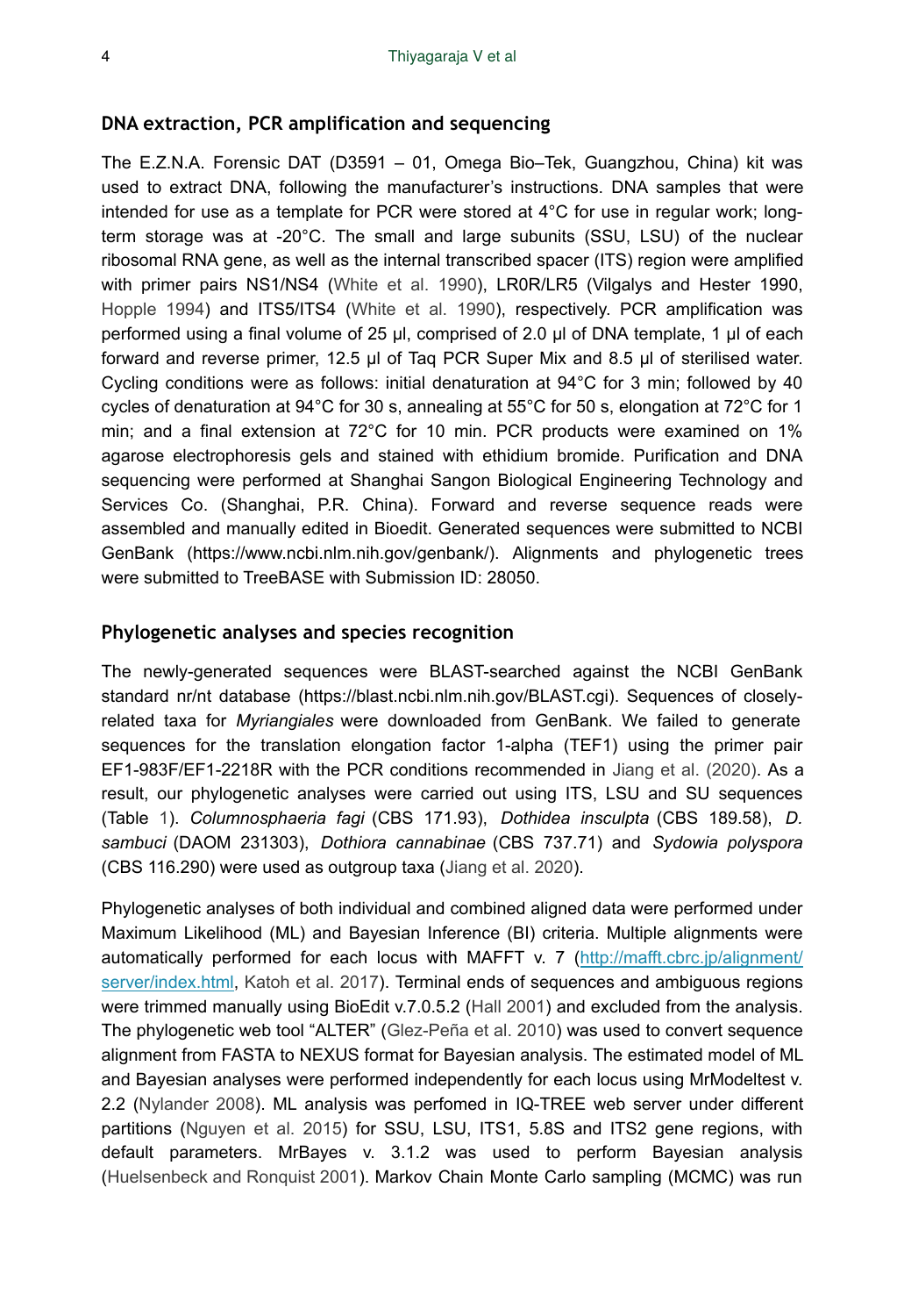### DNA extraction, PCR amplification and sequencing

The E.Z.N.A. Forensic DAT (D3591 – 01, Omega Bio–Tek, Guangzhou, China) kit was used to extract DNA, following the manufacturer's instructions. DNA samples that were intended for use as a template for PCR were stored at 4°C for use in regular work; long-term storage was at -20°C. The small and large subunits (SSU, LSU) of the nuclear ribosomal RNA gene, as well as the internal transcribed spacer (ITS) region were amplified with primer pairs NS1/NS4 (White et al. 1990), LR0R/LR5 (Vilgalys and Hester 1990, Hopple 1994) and ITS5/ITS4 (White et al. 1990), respectively. PCR amplification was performed using a final volume of 25 µl, comprised of 2.0 µl of DNA template, 1 µl of each forward and reverse primer, 12.5 µl of Taq PCR Super Mix and 8.5 µl of sterilised water. Cycling conditions were as follows: initial denaturation at 94°C for 3 min; followed by 40 cycles of denaturation at 94°C for 30 s, annealing at 55°C for 50 s, elongation at 72°C for 1 min; and a final extension at 72°C for 10 min. PCR products were examined on 1% agarose electrophoresis gels and stained with ethidium bromide. Purification and DNA sequencing were performed at Shanghai Sangon Biological Engineering Technology and Services Co. (Shanghai, P.R. China). Forward and reverse sequence reads were assembled and manually edited in Bioedit. Generated sequences were submitted to NCBI GenBank (https://www.ncbi.nlm.nih.gov/genbank/). Alignments and phylogenetic trees were submitted to TreeBASE with Submission ID: 28050.

### Phylogenetic analyses and species recognition

The newly-generated sequences were BLAST-searched against the NCBI GenBank standard nr/nt database (https://blast.ncbi.nlm.nih.gov/BLAST.cgi). Sequences of closely-related taxa for *Myriangiales* were downloaded from GenBank. We failed to generate sequences for the translation elongation factor 1-alpha (TEF1) using the primer pair EF1-983F/EF1-2218R with the PCR conditions recommended in Jiang et al. (2020). As a result, our phylogenetic analyses were carried out using ITS, LSU and SU sequences (Table 1). *Columnosphaeria fagi* (CBS 171.93), *Dothidea insculpta* (CBS 189.58), *D. sambuci* (DAOM 231303), *Dothiora cannabinae* (CBS 737.71) and *Sydowia polyspora* (CBS 116.290) were used as outgroup taxa (Jiang et al. 2020).

Phylogenetic analyses of both individual and combined aligned data were performed under Maximum Likelihood (ML) and Bayesian Inference (BI) criteria. Multiple alignments were automatically performed for each locus with MAFFT v. 7 (http://mafft.cbrc.jp/alignment/server/index.html, Katoh et al. 2017). Terminal ends of sequences and ambiguous regions were trimmed manually using BioEdit v.7.0.5.2 (Hall 2001) and excluded from the analysis. The phylogenetic web tool "ALTER" (Glez-Peña et al. 2010) was used to convert sequence alignment from FASTA to NEXUS format for Bayesian analysis. The estimated model of ML and Bayesian analyses were performed independently for each locus using MrModeltest v. 2.2 (Nylander 2008). ML analysis was perfomed in IQ-TREE web server under different partitions (Nguyen et al. 2015) for SSU, LSU, ITS1, 5.8S and ITS2 gene regions, with default parameters. MrBayes v. 3.1.2 was used to perform Bayesian analysis (Huelsenbeck and Ronquist 2001). Markov Chain Monte Carlo sampling (MCMC) was run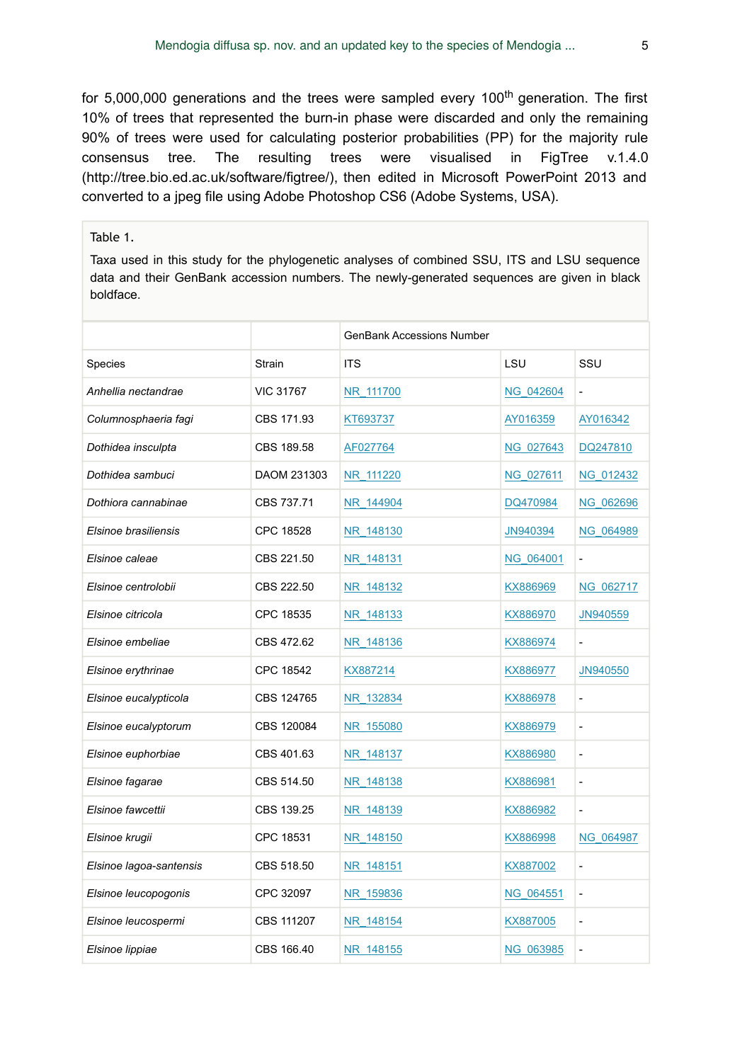for 5,000,000 generations and the trees were sampled every 100th generation. The first 10% of trees that represented the burn-in phase were discarded and only the remaining 90% of trees were used for calculating posterior probabilities (PP) for the majority rule consensus tree. The resulting trees were visualised in FigTree v.1.4.0 (http://tree.bio.ed.ac.uk/software/figtree/), then edited in Microsoft PowerPoint 2013 and converted to a jpeg file using Adobe Photoshop CS6 (Adobe Systems, USA).

Table 1.

Taxa used in this study for the phylogenetic analyses of combined SSU, ITS and LSU sequence data and their GenBank accession numbers. The newly-generated sequences are given in black boldface.

| | | GenBank Accessions Number | | |
|---|---|---|---|---|
| Species | Strain | ITS | LSU | SSU |
| *Anhellia nectandrae* | VIC 31767 | NR_111700 | NG_042604 | - |
| *Columnosphaeria fagi* | CBS 171.93 | KT693737 | AY016359 | AY016342 |
| *Dothidea insculpta* | CBS 189.58 | AF027764 | NG_027643 | DQ247810 |
| *Dothidea sambuci* | DAOM 231303 | NR_111220 | NG_027611 | NG_012432 |
| *Dothiora cannabinae* | CBS 737.71 | NR_144904 | DQ470984 | NG_062696 |
| *Elsinoe brasiliensis* | CPC 18528 | NR_148130 | JN940394 | NG_064989 |
| *Elsinoe caleae* | CBS 221.50 | NR_148131 | NG_064001 | - |
| *Elsinoe centrolobii* | CBS 222.50 | NR_148132 | KX886969 | NG_062717 |
| *Elsinoe citricola* | CPC 18535 | NR_148133 | KX886970 | JN940559 |
| *Elsinoe embeliae* | CBS 472.62 | NR_148136 | KX886974 | - |
| *Elsinoe erythrinae* | CPC 18542 | KX887214 | KX886977 | JN940550 |
| *Elsinoe eucalypticola* | CBS 124765 | NR_132834 | KX886978 | - |
| *Elsinoe eucalyptorum* | CBS 120084 | NR_155080 | KX886979 | - |
| *Elsinoe euphorbiae* | CBS 401.63 | NR_148137 | KX886980 | - |
| *Elsinoe fagarae* | CBS 514.50 | NR_148138 | KX886981 | - |
| *Elsinoe fawcettii* | CBS 139.25 | NR_148139 | KX886982 | - |
| *Elsinoe krugii* | CPC 18531 | NR_148150 | KX886998 | NG_064987 |
| *Elsinoe lagoa-santensis* | CBS 518.50 | NR_148151 | KX887002 | - |
| *Elsinoe leucopogonis* | CPC 32097 | NR_159836 | NG_064551 | - |
| *Elsinoe leucospermi* | CBS 111207 | NR_148154 | KX887005 | - |
| *Elsinoe lippiae* | CBS 166.40 | NR_148155 | NG_063985 | - |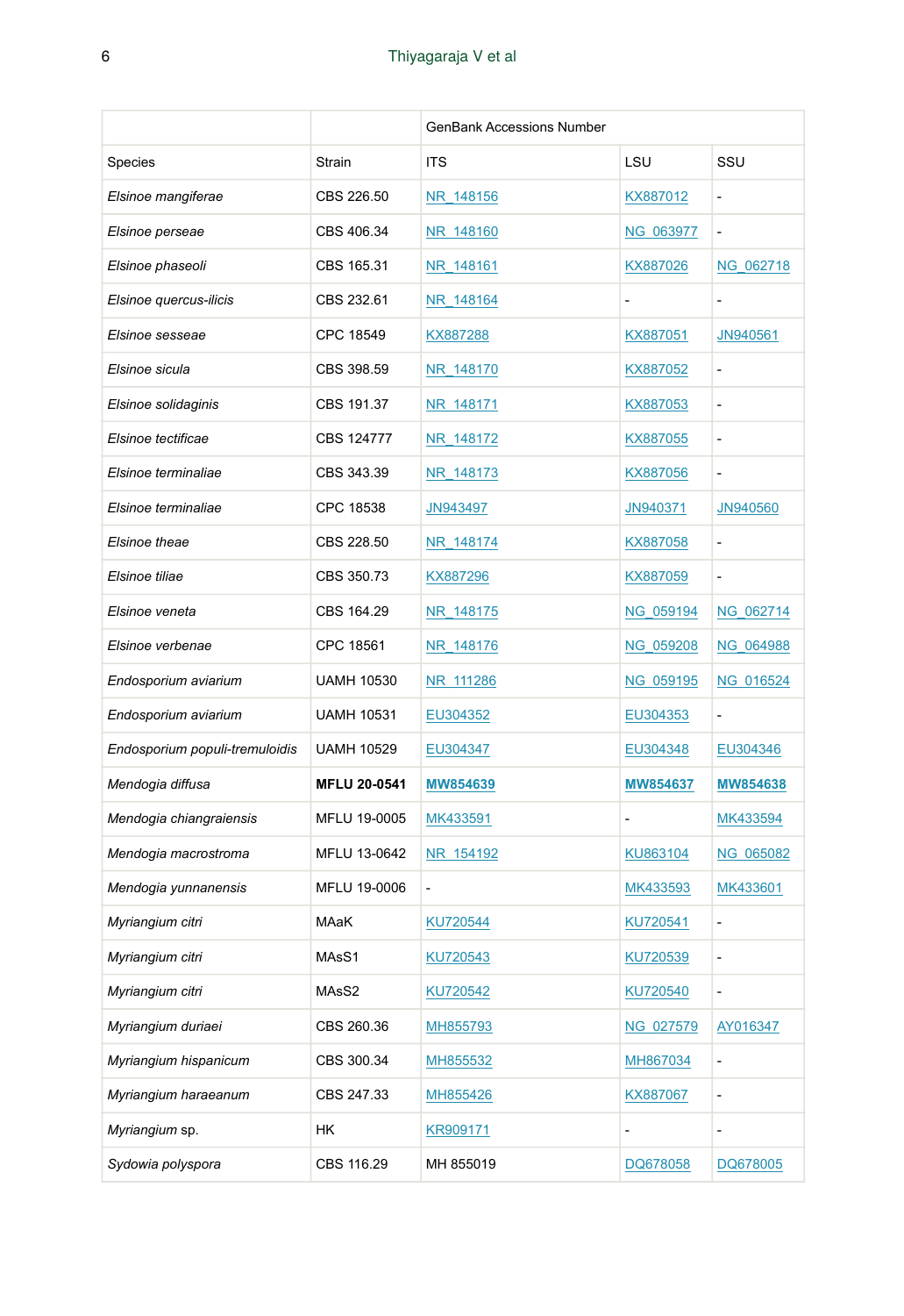| | | GenBank Accessions Number | | |
|---|---|---|---|---|
| Species | Strain | ITS | LSU | SSU |
| *Elsinoe mangiferae* | CBS 226.50 | NR_148156 | KX887012 | - |
| *Elsinoe perseae* | CBS 406.34 | NR_148160 | NG_063977 | - |
| *Elsinoe phaseoli* | CBS 165.31 | NR_148161 | KX887026 | NG_062718 |
| *Elsinoe quercus-ilicis* | CBS 232.61 | NR_148164 | - | - |
| *Elsinoe sesseae* | CPC 18549 | KX887288 | KX887051 | JN940561 |
| *Elsinoe sicula* | CBS 398.59 | NR_148170 | KX887052 | - |
| *Elsinoe solidaginis* | CBS 191.37 | NR_148171 | KX887053 | - |
| *Elsinoe tectificae* | CBS 124777 | NR_148172 | KX887055 | - |
| *Elsinoe terminaliae* | CBS 343.39 | NR_148173 | KX887056 | - |
| *Elsinoe terminaliae* | CPC 18538 | JN943497 | JN940371 | JN940560 |
| *Elsinoe theae* | CBS 228.50 | NR_148174 | KX887058 | - |
| *Elsinoe tiliae* | CBS 350.73 | KX887296 | KX887059 | - |
| *Elsinoe veneta* | CBS 164.29 | NR_148175 | NG_059194 | NG_062714 |
| *Elsinoe verbenae* | CPC 18561 | NR_148176 | NG_059208 | NG_064988 |
| *Endosporium aviarium* | UAMH 10530 | NR_111286 | NG_059195 | NG_016524 |
| *Endosporium aviarium* | UAMH 10531 | EU304352 | EU304353 | - |
| *Endosporium populi-tremuloidis* | UAMH 10529 | EU304347 | EU304348 | EU304346 |
| *Mendogia diffusa* | **MFLU 20-0541** | **MW854639** | **MW854637** | **MW854638** |
| *Mendogia chiangraiensis* | MFLU 19-0005 | MK433591 | - | MK433594 |
| *Mendogia macrostroma* | MFLU 13-0642 | NR_154192 | KU863104 | NG_065082 |
| *Mendogia yunnanensis* | MFLU 19-0006 | - | MK433593 | MK433601 |
| *Myriangium citri* | MAaK | KU720544 | KU720541 | - |
| *Myriangium citri* | MAsS1 | KU720543 | KU720539 | - |
| *Myriangium citri* | MAsS2 | KU720542 | KU720540 | - |
| *Myriangium duriaei* | CBS 260.36 | MH855793 | NG_027579 | AY016347 |
| *Myriangium hispanicum* | CBS 300.34 | MH855532 | MH867034 | - |
| *Myriangium haraeanum* | CBS 247.33 | MH855426 | KX887067 | - |
| *Myriangium* sp. | HK | KR909171 | - | - |
| *Sydowia polyspora* | CBS 116.29 | MH 855019 | DQ678058 | DQ678005 |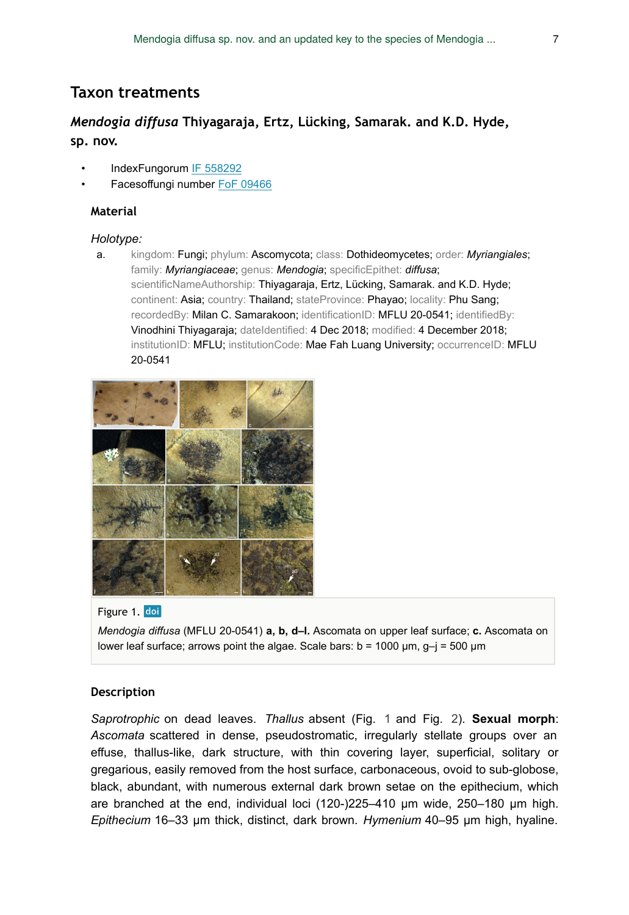## Taxon treatments

### *Mendogia diffusa* Thiyagaraja, Ertz, Lücking, Samarak. and K.D. Hyde, sp. nov.

- IndexFungorum IF 558292
- Facesoffungi number FoF 09466

#### Material

*Holotype:*

a. kingdom: Fungi; phylum: Ascomycota; class: Dothideomycetes; order: *Myriangiales*; family: *Myriangiaceae*; genus: *Mendogia*; specificEpithet: *diffusa*; scientificNameAuthorship: Thiyagaraja, Ertz, Lücking, Samarak. and K.D. Hyde; continent: Asia; country: Thailand; stateProvince: Phayao; locality: Phu Sang; recordedBy: Milan C. Samarakoon; identificationID: MFLU 20-0541; identifiedBy: Vinodhini Thiyagaraja; dateIdentified: 4 Dec 2018; modified: 4 December 2018; institutionID: MFLU; institutionCode: Mae Fah Luang University; occurrenceID: MFLU 20-0541

Figure 1. doi

*Mendogia diffusa* (MFLU 20-0541) **a, b, d–l.** Ascomata on upper leaf surface; **c.** Ascomata on lower leaf surface; arrows point the algae. Scale bars: b = 1000 µm, g–j = 500 µm

#### Description

*Saprotrophic* on dead leaves. *Thallus* absent (Fig. 1 and Fig. 2). **Sexual morph**: *Ascomata* scattered in dense, pseudostromatic, irregularly stellate groups over an effuse, thallus-like, dark structure, with thin covering layer, superficial, solitary or gregarious, easily removed from the host surface, carbonaceous, ovoid to sub-globose, black, abundant, with numerous external dark brown setae on the epithecium, which are branched at the end, individual loci (120-)225–410 µm wide, 250–180 µm high. *Epithecium* 16–33 µm thick, distinct, dark brown. *Hymenium* 40–95 µm high, hyaline.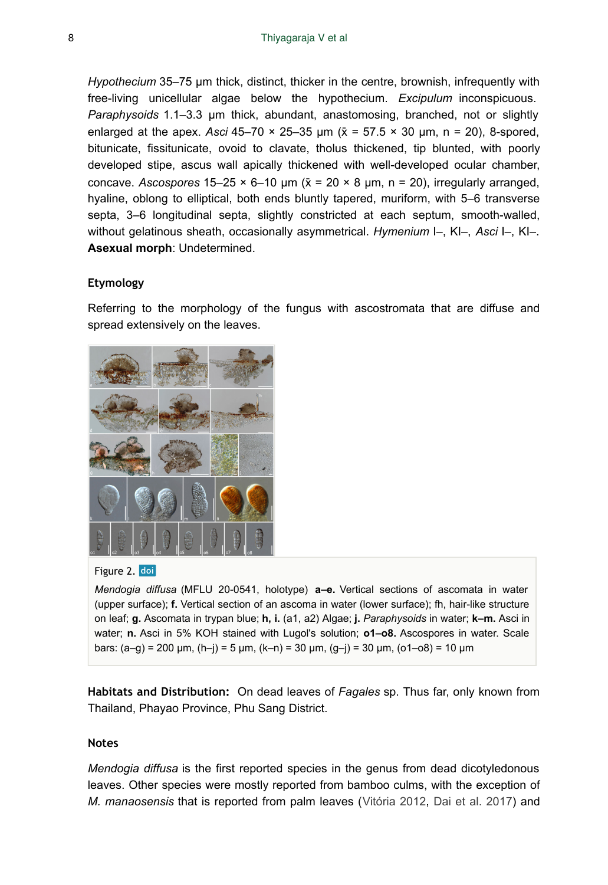*Hypothecium* 35–75 µm thick, distinct, thicker in the centre, brownish, infrequently with free-living unicellular algae below the hypothecium. *Excipulum* inconspicuous. *Paraphysoids* 1.1–3.3 µm thick, abundant, anastomosing, branched, not or slightly enlarged at the apex. *Asci* 45–70 × 25–35 µm (x̄ = 57.5 × 30 µm, n = 20), 8-spored, bitunicate, fissitunicate, ovoid to clavate, tholus thickened, tip blunted, with poorly developed stipe, ascus wall apically thickened with well-developed ocular chamber, concave. *Ascospores* 15–25 × 6–10 µm (x̄ = 20 × 8 µm, n = 20), irregularly arranged, hyaline, oblong to elliptical, both ends bluntly tapered, muriform, with 5–6 transverse septa, 3–6 longitudinal septa, slightly constricted at each septum, smooth-walled, without gelatinous sheath, occasionally asymmetrical. *Hymenium* I–, KI–, *Asci* I–, KI–. **Asexual morph**: Undetermined.

### Etymology

Referring to the morphology of the fungus with ascostromata that are diffuse and spread extensively on the leaves.

Figure 2. doi

*Mendogia diffusa* (MFLU 20-0541, holotype) **a–e.** Vertical sections of ascomata in water (upper surface); **f.** Vertical section of an ascoma in water (lower surface); fh, hair-like structure on leaf; **g.** Ascomata in trypan blue; **h, i.** (a1, a2) Algae; **j.** *Paraphysoids* in water; **k–m.** Asci in water; **n.** Asci in 5% KOH stained with Lugol's solution; **o1–o8.** Ascospores in water. Scale bars: (a–g) = 200 µm, (h–j) = 5 µm, (k–n) = 30 µm, (g–j) = 30 µm, (o1–o8) = 10 µm

**Habitats and Distribution:** On dead leaves of *Fagales* sp. Thus far, only known from Thailand, Phayao Province, Phu Sang District.

### Notes

*Mendogia diffusa* is the first reported species in the genus from dead dicotyledonous leaves. Other species were mostly reported from bamboo culms, with the exception of *M. manaosensis* that is reported from palm leaves (Vitória 2012, Dai et al. 2017) and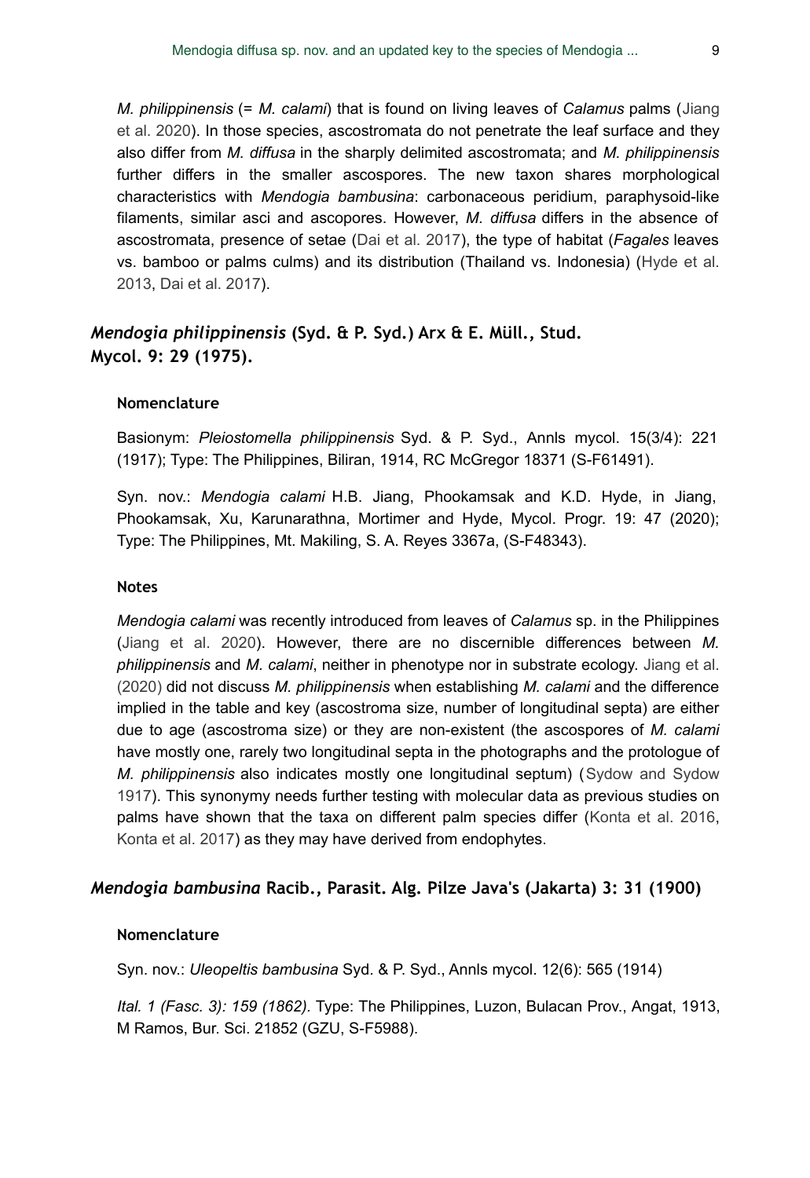*M. philippinensis* (= *M. calami*) that is found on living leaves of *Calamus* palms (Jiang et al. 2020). In those species, ascostromata do not penetrate the leaf surface and they also differ from *M. diffusa* in the sharply delimited ascostromata; and *M. philippinensis* further differs in the smaller ascospores. The new taxon shares morphological characteristics with *Mendogia bambusina*: carbonaceous peridium, paraphysoid-like filaments, similar asci and ascopores. However, *M. diffusa* differs in the absence of ascostromata, presence of setae (Dai et al. 2017), the type of habitat (*Fagales* leaves vs. bamboo or palms culms) and its distribution (Thailand vs. Indonesia) (Hyde et al. 2013, Dai et al. 2017).

## *Mendogia philippinensis* (Syd. & P. Syd.) Arx & E. Müll., Stud. Mycol. 9: 29 (1975).

### Nomenclature

Basionym: *Pleiostomella philippinensis* Syd. & P. Syd., Annls mycol. 15(3/4): 221 (1917); Type: The Philippines, Biliran, 1914, RC McGregor 18371 (S-F61491).

Syn. nov.: *Mendogia calami* H.B. Jiang, Phookamsak and K.D. Hyde, in Jiang, Phookamsak, Xu, Karunarathna, Mortimer and Hyde, Mycol. Progr. 19: 47 (2020); Type: The Philippines, Mt. Makiling, S. A. Reyes 3367a, (S-F48343).

### Notes

*Mendogia calami* was recently introduced from leaves of *Calamus* sp. in the Philippines (Jiang et al. 2020). However, there are no discernible differences between *M. philippinensis* and *M. calami*, neither in phenotype nor in substrate ecology. Jiang et al. (2020) did not discuss *M. philippinensis* when establishing *M. calami* and the difference implied in the table and key (ascostroma size, number of longitudinal septa) are either due to age (ascostroma size) or they are non-existent (the ascospores of *M. calami* have mostly one, rarely two longitudinal septa in the photographs and the protologue of *M. philippinensis* also indicates mostly one longitudinal septum) (Sydow and Sydow 1917). This synonymy needs further testing with molecular data as previous studies on palms have shown that the taxa on different palm species differ (Konta et al. 2016, Konta et al. 2017) as they may have derived from endophytes.

## *Mendogia bambusina* Racib., Parasit. Alg. Pilze Java's (Jakarta) 3: 31 (1900)

### Nomenclature

Syn. nov.: *Uleopeltis bambusina* Syd. & P. Syd., Annls mycol. 12(6): 565 (1914)

*Ital. 1 (Fasc. 3): 159 (1862)*. Type: The Philippines, Luzon, Bulacan Prov., Angat, 1913, M Ramos, Bur. Sci. 21852 (GZU, S-F5988).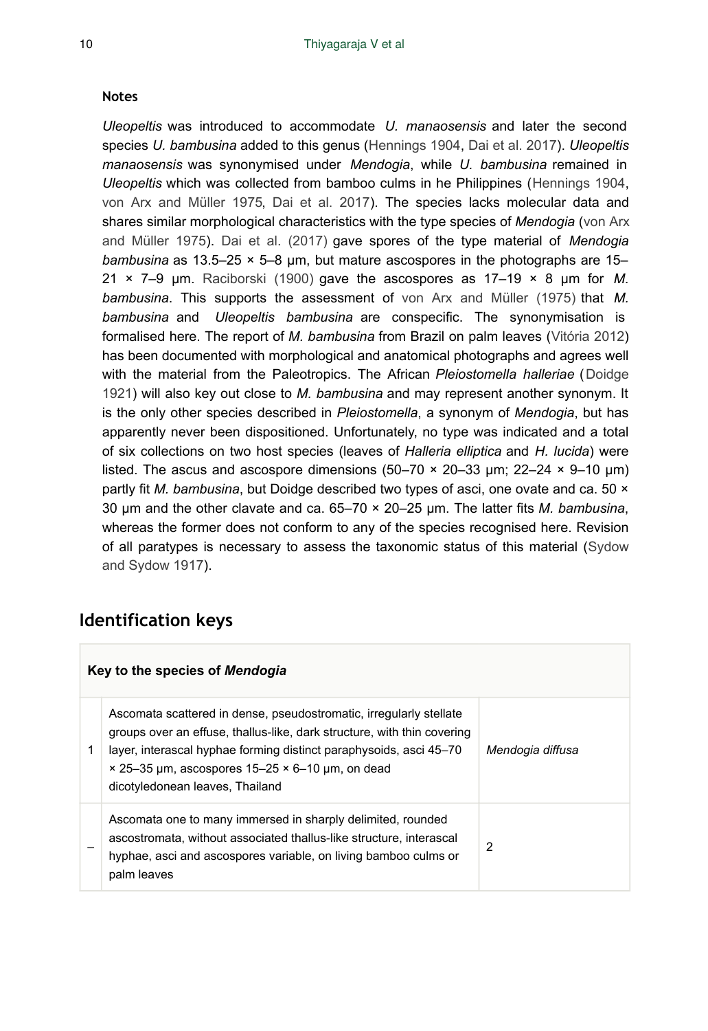**Notes**

*Uleopeltis* was introduced to accommodate *U. manaosensis* and later the second species *U. bambusina* added to this genus (Hennings 1904, Dai et al. 2017). *Uleopeltis manaosensis* was synonymised under *Mendogia*, while *U. bambusina* remained in *Uleopeltis* which was collected from bamboo culms in he Philippines (Hennings 1904, von Arx and Müller 1975, Dai et al. 2017). The species lacks molecular data and shares similar morphological characteristics with the type species of *Mendogia* (von Arx and Müller 1975). Dai et al. (2017) gave spores of the type material of *Mendogia bambusina* as 13.5–25 × 5–8 µm, but mature ascospores in the photographs are 15–21 × 7–9 µm. Raciborski (1900) gave the ascospores as 17–19 × 8 µm for *M. bambusina*. This supports the assessment of von Arx and Müller (1975) that *M. bambusina* and *Uleopeltis bambusina* are conspecific. The synonymisation is formalised here. The report of *M. bambusina* from Brazil on palm leaves (Vitória 2012) has been documented with morphological and anatomical photographs and agrees well with the material from the Paleotropics. The African *Pleiostomella halleriae* (Doidge 1921) will also key out close to *M. bambusina* and may represent another synonym. It is the only other species described in *Pleiostomella*, a synonym of *Mendogia*, but has apparently never been dispositioned. Unfortunately, no type was indicated and a total of six collections on two host species (leaves of *Halleria elliptica* and *H. lucida*) were listed. The ascus and ascospore dimensions (50–70 × 20–33 µm; 22–24 × 9–10 µm) partly fit *M. bambusina*, but Doidge described two types of asci, one ovate and ca. 50 × 30 µm and the other clavate and ca. 65–70 × 20–25 µm. The latter fits *M. bambusina*, whereas the former does not conform to any of the species recognised here. Revision of all paratypes is necessary to assess the taxonomic status of this material (Sydow and Sydow 1917).

## Identification keys

| **Key to the species of *Mendogia*** | | |
|---|---|---|
| 1 | Ascomata scattered in dense, pseudostromatic, irregularly stellate groups over an effuse, thallus-like, dark structure, with thin covering layer, interascal hyphae forming distinct paraphysoids, asci 45–70 × 25–35 µm, ascospores 15–25 × 6–10 µm, on dead dicotyledonean leaves, Thailand | *Mendogia diffusa* |
| – | Ascomata one to many immersed in sharply delimited, rounded ascostromata, without associated thallus-like structure, interascal hyphae, asci and ascospores variable, on living bamboo culms or palm leaves | 2 |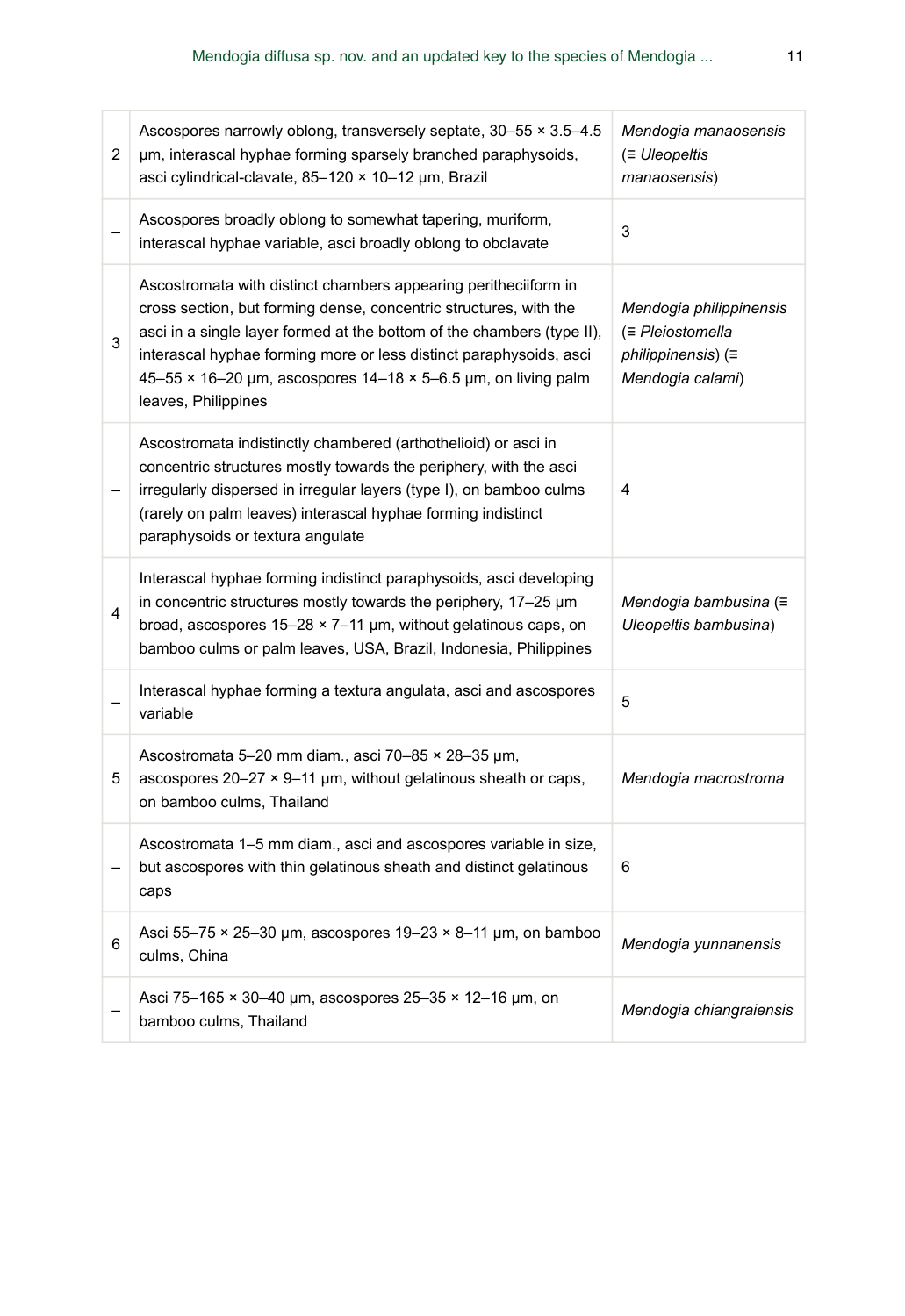| | | |
|---|---|---|
| 2 | Ascospores narrowly oblong, transversely septate, 30–55 × 3.5–4.5 µm, interascal hyphae forming sparsely branched paraphysoids, asci cylindrical-clavate, 85–120 × 10–12 µm, Brazil | *Mendogia manaosensis* (≡ *Uleopeltis manaosensis*) |
| – | Ascospores broadly oblong to somewhat tapering, muriform, interascal hyphae variable, asci broadly oblong to obclavate | 3 |
| 3 | Ascostromata with distinct chambers appearing peritheciiform in cross section, but forming dense, concentric structures, with the asci in a single layer formed at the bottom of the chambers (type II), interascal hyphae forming more or less distinct paraphysoids, asci 45–55 × 16–20 µm, ascospores 14–18 × 5–6.5 µm, on living palm leaves, Philippines | *Mendogia philippinensis* (≡ *Pleiostomella philippinensis*) (≡ *Mendogia calami*) |
| – | Ascostromata indistinctly chambered (arthothelioid) or asci in concentric structures mostly towards the periphery, with the asci irregularly dispersed in irregular layers (type I), on bamboo culms (rarely on palm leaves) interascal hyphae forming indistinct paraphysoids or textura angulate | 4 |
| 4 | Interascal hyphae forming indistinct paraphysoids, asci developing in concentric structures mostly towards the periphery, 17–25 µm broad, ascospores 15–28 × 7–11 µm, without gelatinous caps, on bamboo culms or palm leaves, USA, Brazil, Indonesia, Philippines | *Mendogia bambusina* (≡ *Uleopeltis bambusina*) |
| – | Interascal hyphae forming a textura angulata, asci and ascospores variable | 5 |
| 5 | Ascostromata 5–20 mm diam., asci 70–85 × 28–35 µm, ascospores 20–27 × 9–11 µm, without gelatinous sheath or caps, on bamboo culms, Thailand | *Mendogia macrostroma* |
| – | Ascostromata 1–5 mm diam., asci and ascospores variable in size, but ascospores with thin gelatinous sheath and distinct gelatinous caps | 6 |
| 6 | Asci 55–75 × 25–30 µm, ascospores 19–23 × 8–11 µm, on bamboo culms, China | *Mendogia yunnanensis* |
| – | Asci 75–165 × 30–40 µm, ascospores 25–35 × 12–16 µm, on bamboo culms, Thailand | *Mendogia chiangraiensis* |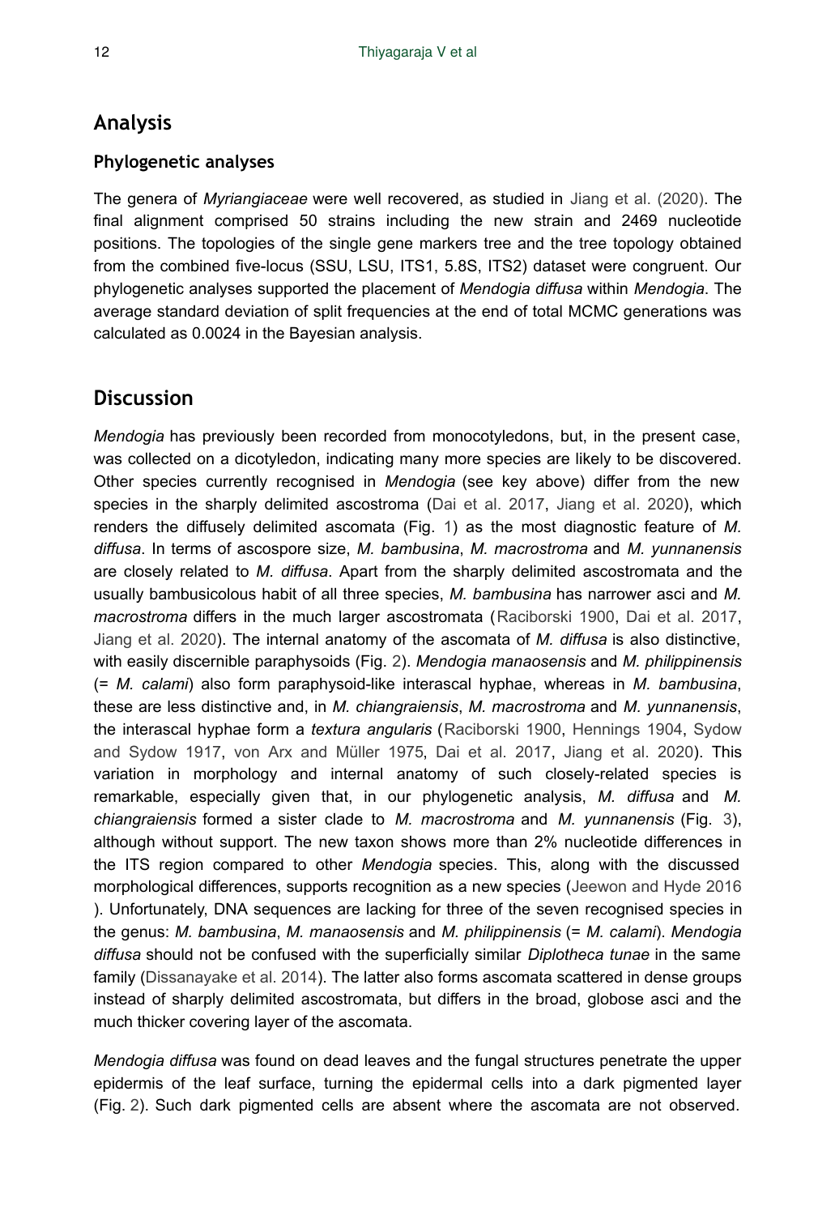## Analysis

### Phylogenetic analyses

The genera of *Myriangiaceae* were well recovered, as studied in Jiang et al. (2020). The final alignment comprised 50 strains including the new strain and 2469 nucleotide positions. The topologies of the single gene markers tree and the tree topology obtained from the combined five-locus (SSU, LSU, ITS1, 5.8S, ITS2) dataset were congruent. Our phylogenetic analyses supported the placement of *Mendogia diffusa* within *Mendogia*. The average standard deviation of split frequencies at the end of total MCMC generations was calculated as 0.0024 in the Bayesian analysis.

## Discussion

*Mendogia* has previously been recorded from monocotyledons, but, in the present case, was collected on a dicotyledon, indicating many more species are likely to be discovered. Other species currently recognised in *Mendogia* (see key above) differ from the new species in the sharply delimited ascostroma (Dai et al. 2017, Jiang et al. 2020), which renders the diffusely delimited ascomata (Fig. 1) as the most diagnostic feature of *M. diffusa*. In terms of ascospore size, *M. bambusina*, *M. macrostroma* and *M. yunnanensis* are closely related to *M. diffusa*. Apart from the sharply delimited ascostromata and the usually bambusicolous habit of all three species, *M. bambusina* has narrower asci and *M. macrostroma* differs in the much larger ascostromata (Raciborski 1900, Dai et al. 2017, Jiang et al. 2020). The internal anatomy of the ascomata of *M. diffusa* is also distinctive, with easily discernible paraphysoids (Fig. 2). *Mendogia manaosensis* and *M. philippinensis* (= *M. calami*) also form paraphysoid-like interascal hyphae, whereas in *M. bambusina*, these are less distinctive and, in *M. chiangraiensis*, *M. macrostroma* and *M. yunnanensis*, the interascal hyphae form a *textura angularis* (Raciborski 1900, Hennings 1904, Sydow and Sydow 1917, von Arx and Müller 1975, Dai et al. 2017, Jiang et al. 2020). This variation in morphology and internal anatomy of such closely-related species is remarkable, especially given that, in our phylogenetic analysis, *M. diffusa* and *M. chiangraiensis* formed a sister clade to *M. macrostroma* and *M. yunnanensis* (Fig. 3), although without support. The new taxon shows more than 2% nucleotide differences in the ITS region compared to other *Mendogia* species. This, along with the discussed morphological differences, supports recognition as a new species (Jeewon and Hyde 2016). Unfortunately, DNA sequences are lacking for three of the seven recognised species in the genus: *M. bambusina*, *M. manaosensis* and *M. philippinensis* (= *M. calami*). *Mendogia diffusa* should not be confused with the superficially similar *Diplotheca tunae* in the same family (Dissanayake et al. 2014). The latter also forms ascomata scattered in dense groups instead of sharply delimited ascostromata, but differs in the broad, globose asci and the much thicker covering layer of the ascomata.

*Mendogia diffusa* was found on dead leaves and the fungal structures penetrate the upper epidermis of the leaf surface, turning the epidermal cells into a dark pigmented layer (Fig. 2). Such dark pigmented cells are absent where the ascomata are not observed.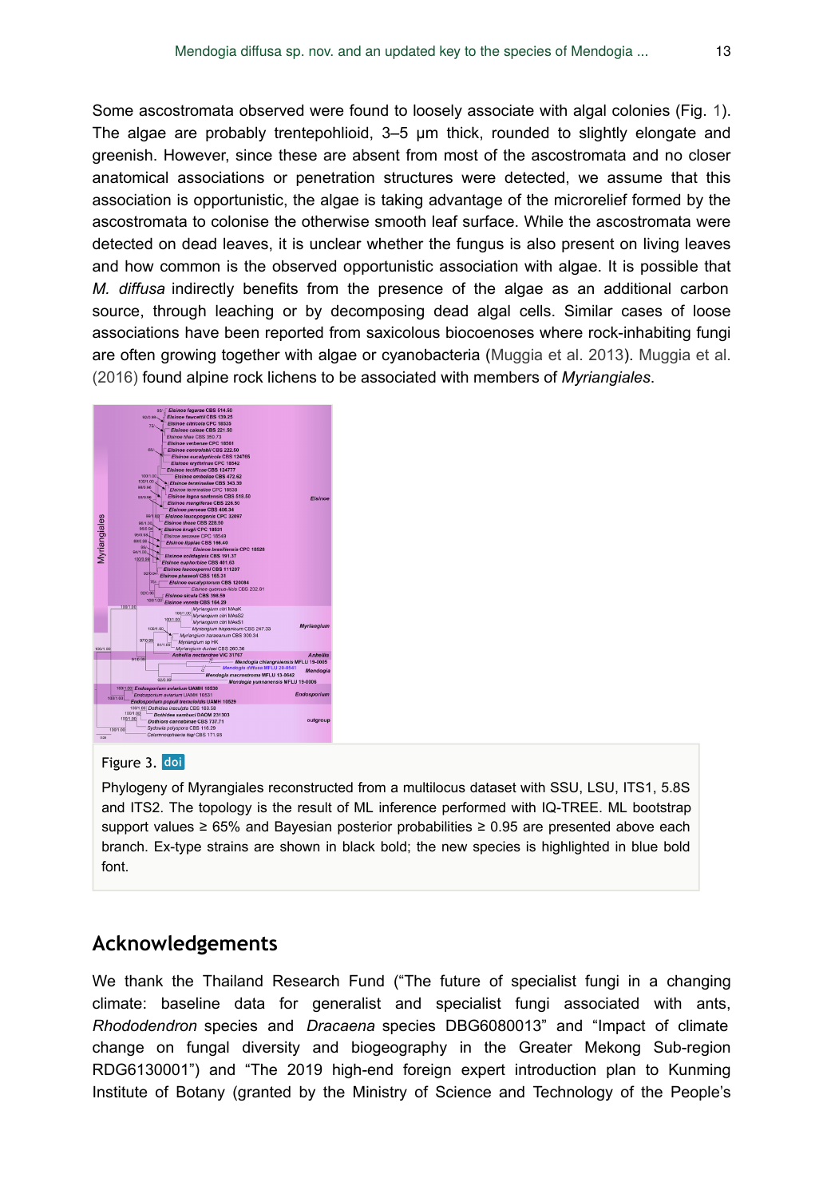Some ascostromata observed were found to loosely associate with algal colonies (Fig. 1). The algae are probably trentepohlioid, 3–5 µm thick, rounded to slightly elongate and greenish. However, since these are absent from most of the ascostromata and no closer anatomical associations or penetration structures were detected, we assume that this association is opportunistic, the algae is taking advantage of the microrelief formed by the ascostromata to colonise the otherwise smooth leaf surface. While the ascostromata were detected on dead leaves, it is unclear whether the fungus is also present on living leaves and how common is the observed opportunistic association with algae. It is possible that *M. diffusa* indirectly benefits from the presence of the algae as an additional carbon source, through leaching or by decomposing dead algal cells. Similar cases of loose associations have been reported from saxicolous biocoenoses where rock-inhabiting fungi are often growing together with algae or cyanobacteria (Muggia et al. 2013). Muggia et al. (2016) found alpine rock lichens to be associated with members of *Myriangiales*.

Figure 3. doi

Phylogeny of Myrangiales reconstructed from a multilocus dataset with SSU, LSU, ITS1, 5.8S and ITS2. The topology is the result of ML inference performed with IQ-TREE. ML bootstrap support values ≥ 65% and Bayesian posterior probabilities ≥ 0.95 are presented above each branch. Ex-type strains are shown in black bold; the new species is highlighted in blue bold font.

## Acknowledgements

We thank the Thailand Research Fund ("The future of specialist fungi in a changing climate: baseline data for generalist and specialist fungi associated with ants, *Rhododendron* species and *Dracaena* species DBG6080013" and "Impact of climate change on fungal diversity and biogeography in the Greater Mekong Sub-region RDG6130001") and "The 2019 high-end foreign expert introduction plan to Kunming Institute of Botany (granted by the Ministry of Science and Technology of the People's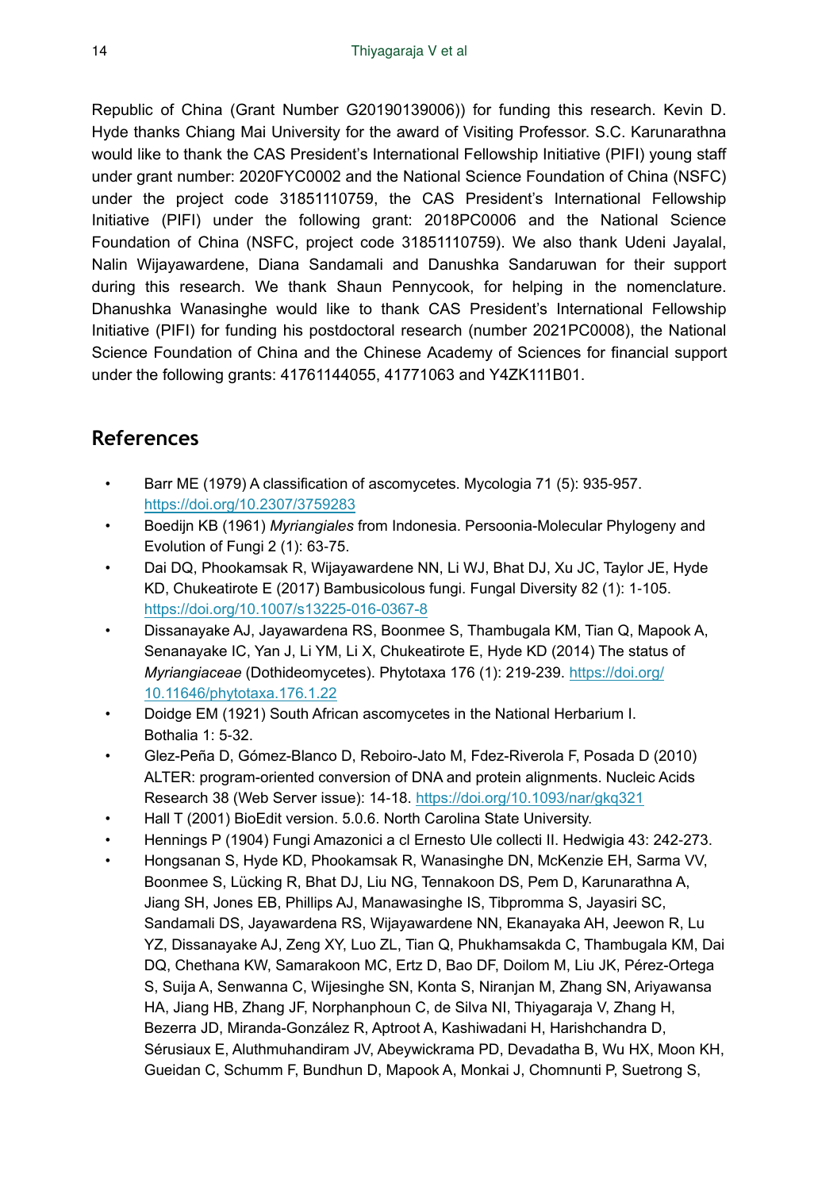Republic of China (Grant Number G20190139006)) for funding this research. Kevin D. Hyde thanks Chiang Mai University for the award of Visiting Professor. S.C. Karunarathna would like to thank the CAS President's International Fellowship Initiative (PIFI) young staff under grant number: 2020FYC0002 and the National Science Foundation of China (NSFC) under the project code 31851110759, the CAS President's International Fellowship Initiative (PIFI) under the following grant: 2018PC0006 and the National Science Foundation of China (NSFC, project code 31851110759). We also thank Udeni Jayalal, Nalin Wijayawardene, Diana Sandamali and Danushka Sandaruwan for their support during this research. We thank Shaun Pennycook, for helping in the nomenclature. Dhanushka Wanasinghe would like to thank CAS President's International Fellowship Initiative (PIFI) for funding his postdoctoral research (number 2021PC0008), the National Science Foundation of China and the Chinese Academy of Sciences for financial support under the following grants: 41761144055, 41771063 and Y4ZK111B01.

## References

- Barr ME (1979) A classification of ascomycetes. Mycologia 71 (5): 935-957. https://doi.org/10.2307/3759283
- Boedijn KB (1961) *Myriangiales* from Indonesia. Persoonia-Molecular Phylogeny and Evolution of Fungi 2 (1): 63-75.
- Dai DQ, Phookamsak R, Wijayawardene NN, Li WJ, Bhat DJ, Xu JC, Taylor JE, Hyde KD, Chukeatirote E (2017) Bambusicolous fungi. Fungal Diversity 82 (1): 1-105. https://doi.org/10.1007/s13225-016-0367-8
- Dissanayake AJ, Jayawardena RS, Boonmee S, Thambugala KM, Tian Q, Mapook A, Senanayake IC, Yan J, Li YM, Li X, Chukeatirote E, Hyde KD (2014) The status of *Myriangiaceae* (Dothideomycetes). Phytotaxa 176 (1): 219-239. https://doi.org/10.11646/phytotaxa.176.1.22
- Doidge EM (1921) South African ascomycetes in the National Herbarium I. Bothalia 1: 5-32.
- Glez-Peña D, Gómez-Blanco D, Reboiro-Jato M, Fdez-Riverola F, Posada D (2010) ALTER: program-oriented conversion of DNA and protein alignments. Nucleic Acids Research 38 (Web Server issue): 14-18. https://doi.org/10.1093/nar/gkq321
- Hall T (2001) BioEdit version. 5.0.6. North Carolina State University.
- Hennings P (1904) Fungi Amazonici a cl Ernesto Ule collecti II. Hedwigia 43: 242-273.
- Hongsanan S, Hyde KD, Phookamsak R, Wanasinghe DN, McKenzie EH, Sarma VV, Boonmee S, Lücking R, Bhat DJ, Liu NG, Tennakoon DS, Pem D, Karunarathna A, Jiang SH, Jones EB, Phillips AJ, Manawasinghe IS, Tibpromma S, Jayasiri SC, Sandamali DS, Jayawardena RS, Wijayawardene NN, Ekanayaka AH, Jeewon R, Lu YZ, Dissanayake AJ, Zeng XY, Luo ZL, Tian Q, Phukhamsakda C, Thambugala KM, Dai DQ, Chethana KW, Samarakoon MC, Ertz D, Bao DF, Doilom M, Liu JK, Pérez-Ortega S, Suija A, Senwanna C, Wijesinghe SN, Konta S, Niranjan M, Zhang SN, Ariyawansa HA, Jiang HB, Zhang JF, Norphanphoun C, de Silva NI, Thiyagaraja V, Zhang H, Bezerra JD, Miranda-González R, Aptroot A, Kashiwadani H, Harishchandra D, Sérusiaux E, Aluthmuhandiram JV, Abeywickrama PD, Devadatha B, Wu HX, Moon KH, Gueidan C, Schumm F, Bundhun D, Mapook A, Monkai J, Chomnunti P, Suetrong S,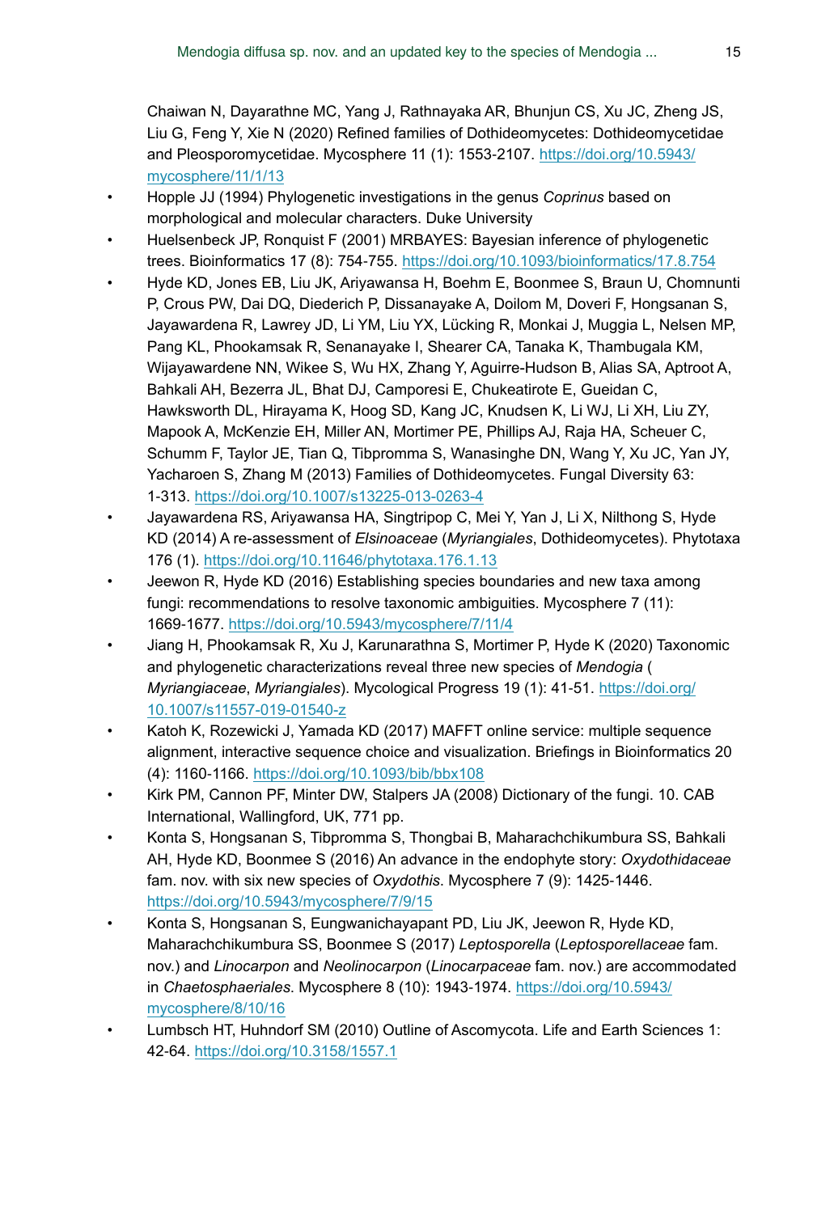Chaiwan N, Dayarathne MC, Yang J, Rathnayaka AR, Bhunjun CS, Xu JC, Zheng JS, Liu G, Feng Y, Xie N (2020) Refined families of Dothideomycetes: Dothideomycetidae and Pleosporomycetidae. Mycosphere 11 (1): 1553-2107. https://doi.org/10.5943/mycosphere/11/1/13

- Hopple JJ (1994) Phylogenetic investigations in the genus *Coprinus* based on morphological and molecular characters. Duke University
- Huelsenbeck JP, Ronquist F (2001) MRBAYES: Bayesian inference of phylogenetic trees. Bioinformatics 17 (8): 754-755. https://doi.org/10.1093/bioinformatics/17.8.754
- Hyde KD, Jones EB, Liu JK, Ariyawansa H, Boehm E, Boonmee S, Braun U, Chomnunti P, Crous PW, Dai DQ, Diederich P, Dissanayake A, Doilom M, Doveri F, Hongsanan S, Jayawardena R, Lawrey JD, Li YM, Liu YX, Lücking R, Monkai J, Muggia L, Nelsen MP, Pang KL, Phookamsak R, Senanayake I, Shearer CA, Tanaka K, Thambugala KM, Wijayawardene NN, Wikee S, Wu HX, Zhang Y, Aguirre-Hudson B, Alias SA, Aptroot A, Bahkali AH, Bezerra JL, Bhat DJ, Camporesi E, Chukeatirote E, Gueidan C, Hawksworth DL, Hirayama K, Hoog SD, Kang JC, Knudsen K, Li WJ, Li XH, Liu ZY, Mapook A, McKenzie EH, Miller AN, Mortimer PE, Phillips AJ, Raja HA, Scheuer C, Schumm F, Taylor JE, Tian Q, Tibpromma S, Wanasinghe DN, Wang Y, Xu JC, Yan JY, Yacharoen S, Zhang M (2013) Families of Dothideomycetes. Fungal Diversity 63: 1-313. https://doi.org/10.1007/s13225-013-0263-4
- Jayawardena RS, Ariyawansa HA, Singtripop C, Mei Y, Yan J, Li X, Nilthong S, Hyde KD (2014) A re-assessment of *Elsinoaceae* (*Myriangiales*, Dothideomycetes). Phytotaxa 176 (1). https://doi.org/10.11646/phytotaxa.176.1.13
- Jeewon R, Hyde KD (2016) Establishing species boundaries and new taxa among fungi: recommendations to resolve taxonomic ambiguities. Mycosphere 7 (11): 1669-1677. https://doi.org/10.5943/mycosphere/7/11/4
- Jiang H, Phookamsak R, Xu J, Karunarathna S, Mortimer P, Hyde K (2020) Taxonomic and phylogenetic characterizations reveal three new species of *Mendogia* ( *Myriangiaceae*, *Myriangiales*). Mycological Progress 19 (1): 41-51. https://doi.org/10.1007/s11557-019-01540-z
- Katoh K, Rozewicki J, Yamada KD (2017) MAFFT online service: multiple sequence alignment, interactive sequence choice and visualization. Briefings in Bioinformatics 20 (4): 1160-1166. https://doi.org/10.1093/bib/bbx108
- Kirk PM, Cannon PF, Minter DW, Stalpers JA (2008) Dictionary of the fungi. 10. CAB International, Wallingford, UK, 771 pp.
- Konta S, Hongsanan S, Tibpromma S, Thongbai B, Maharachchikumbura SS, Bahkali AH, Hyde KD, Boonmee S (2016) An advance in the endophyte story: *Oxydothidaceae* fam. nov. with six new species of *Oxydothis*. Mycosphere 7 (9): 1425-1446. https://doi.org/10.5943/mycosphere/7/9/15
- Konta S, Hongsanan S, Eungwanichayapant PD, Liu JK, Jeewon R, Hyde KD, Maharachchikumbura SS, Boonmee S (2017) *Leptosporella* (*Leptosporellaceae* fam. nov.) and *Linocarpon* and *Neolinocarpon* (*Linocarpaceae* fam. nov.) are accommodated in *Chaetosphaeriales*. Mycosphere 8 (10): 1943-1974. https://doi.org/10.5943/mycosphere/8/10/16
- Lumbsch HT, Huhndorf SM (2010) Outline of Ascomycota. Life and Earth Sciences 1: 42-64. https://doi.org/10.3158/1557.1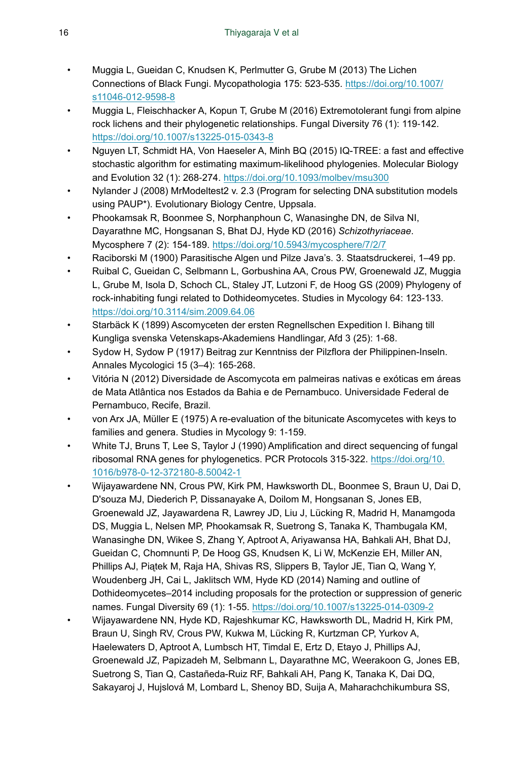- Muggia L, Gueidan C, Knudsen K, Perlmutter G, Grube M (2013) The Lichen Connections of Black Fungi. Mycopathologia 175: 523-535. https://doi.org/10.1007/s11046-012-9598-8
- Muggia L, Fleischhacker A, Kopun T, Grube M (2016) Extremotolerant fungi from alpine rock lichens and their phylogenetic relationships. Fungal Diversity 76 (1): 119-142. https://doi.org/10.1007/s13225-015-0343-8
- Nguyen LT, Schmidt HA, Von Haeseler A, Minh BQ (2015) IQ-TREE: a fast and effective stochastic algorithm for estimating maximum-likelihood phylogenies. Molecular Biology and Evolution 32 (1): 268-274. https://doi.org/10.1093/molbev/msu300
- Nylander J (2008) MrModeltest2 v. 2.3 (Program for selecting DNA substitution models using PAUP*). Evolutionary Biology Centre, Uppsala.
- Phookamsak R, Boonmee S, Norphanphoun C, Wanasinghe DN, de Silva NI, Dayarathne MC, Hongsanan S, Bhat DJ, Hyde KD (2016) *Schizothyriaceae*. Mycosphere 7 (2): 154-189. https://doi.org/10.5943/mycosphere/7/2/7
- Raciborski M (1900) Parasitische Algen und Pilze Java's. 3. Staatsdruckerei, 1–49 pp.
- Ruibal C, Gueidan C, Selbmann L, Gorbushina AA, Crous PW, Groenewald JZ, Muggia L, Grube M, Isola D, Schoch CL, Staley JT, Lutzoni F, de Hoog GS (2009) Phylogeny of rock-inhabiting fungi related to Dothideomycetes. Studies in Mycology 64: 123-133. https://doi.org/10.3114/sim.2009.64.06
- Starbäck K (1899) Ascomyceten der ersten Regnellschen Expedition I. Bihang till Kungliga svenska Vetenskaps-Akademiens Handlingar, Afd 3 (25): 1-68.
- Sydow H, Sydow P (1917) Beitrag zur Kenntniss der Pilzflora der Philippinen-Inseln. Annales Mycologici 15 (3–4): 165-268.
- Vitória N (2012) Diversidade de Ascomycota em palmeiras nativas e exóticas em áreas de Mata Atlântica nos Estados da Bahia e de Pernambuco. Universidade Federal de Pernambuco, Recife, Brazil.
- von Arx JA, Müller E (1975) A re-evaluation of the bitunicate Ascomycetes with keys to families and genera. Studies in Mycology 9: 1-159.
- White TJ, Bruns T, Lee S, Taylor J (1990) Amplification and direct sequencing of fungal ribosomal RNA genes for phylogenetics. PCR Protocols 315-322. https://doi.org/10.1016/b978-0-12-372180-8.50042-1
- Wijayawardene NN, Crous PW, Kirk PM, Hawksworth DL, Boonmee S, Braun U, Dai D, D'souza MJ, Diederich P, Dissanayake A, Doilom M, Hongsanan S, Jones EB, Groenewald JZ, Jayawardena R, Lawrey JD, Liu J, Lücking R, Madrid H, Manamgoda DS, Muggia L, Nelsen MP, Phookamsak R, Suetrong S, Tanaka K, Thambugala KM, Wanasinghe DN, Wikee S, Zhang Y, Aptroot A, Ariyawansa HA, Bahkali AH, Bhat DJ, Gueidan C, Chomnunti P, De Hoog GS, Knudsen K, Li W, McKenzie EH, Miller AN, Phillips AJ, Piątek M, Raja HA, Shivas RS, Slippers B, Taylor JE, Tian Q, Wang Y, Woudenberg JH, Cai L, Jaklitsch WM, Hyde KD (2014) Naming and outline of Dothideomycetes–2014 including proposals for the protection or suppression of generic names. Fungal Diversity 69 (1): 1-55. https://doi.org/10.1007/s13225-014-0309-2
- Wijayawardene NN, Hyde KD, Rajeshkumar KC, Hawksworth DL, Madrid H, Kirk PM, Braun U, Singh RV, Crous PW, Kukwa M, Lücking R, Kurtzman CP, Yurkov A, Haelewaters D, Aptroot A, Lumbsch HT, Timdal E, Ertz D, Etayo J, Phillips AJ, Groenewald JZ, Papizadeh M, Selbmann L, Dayarathne MC, Weerakoon G, Jones EB, Suetrong S, Tian Q, Castañeda-Ruiz RF, Bahkali AH, Pang K, Tanaka K, Dai DQ, Sakayaroj J, Hujslová M, Lombard L, Shenoy BD, Suija A, Maharachchikumbura SS,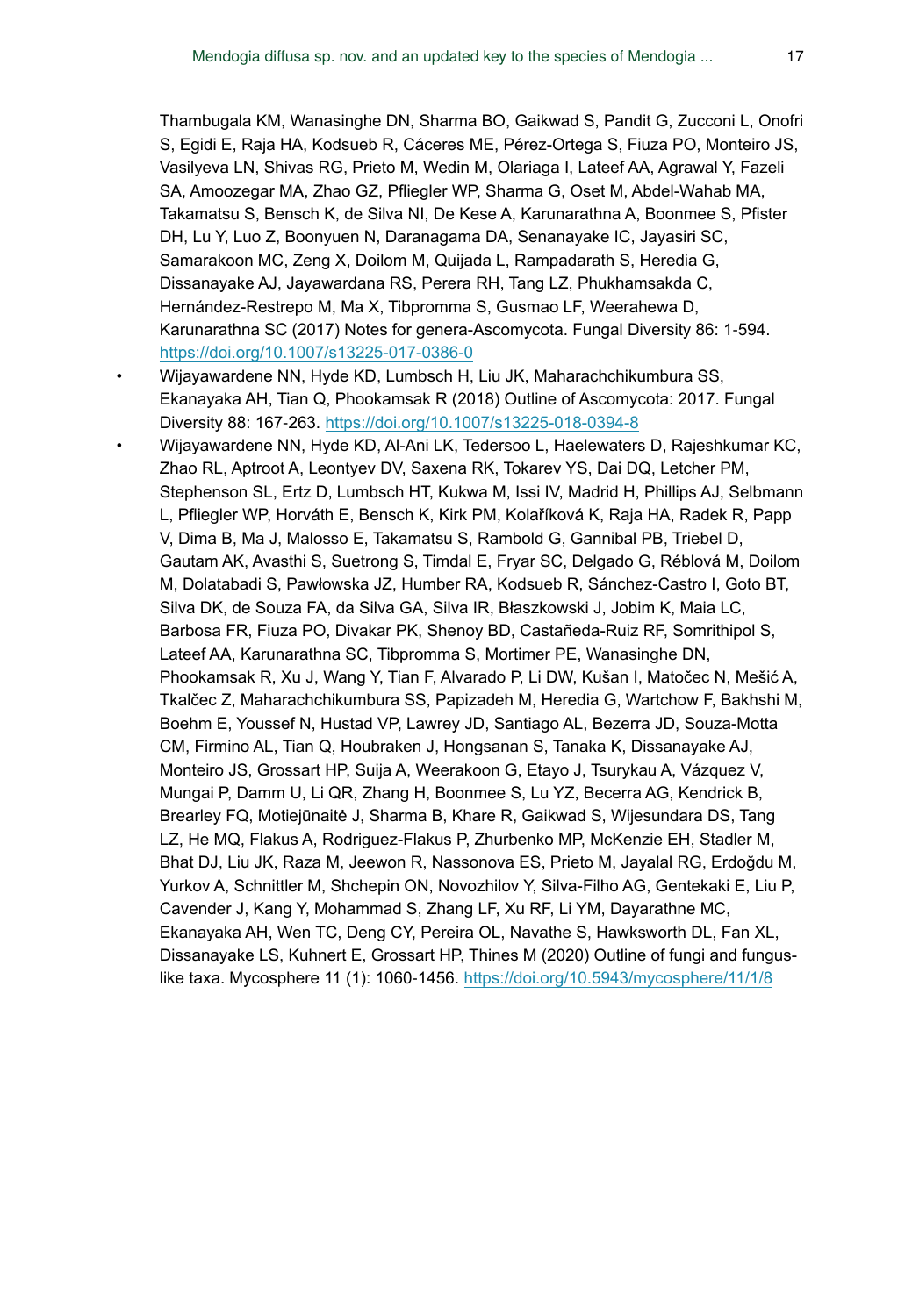Thambugala KM, Wanasinghe DN, Sharma BO, Gaikwad S, Pandit G, Zucconi L, Onofri S, Egidi E, Raja HA, Kodsueb R, Cáceres ME, Pérez-Ortega S, Fiuza PO, Monteiro JS, Vasilyeva LN, Shivas RG, Prieto M, Wedin M, Olariaga I, Lateef AA, Agrawal Y, Fazeli SA, Amoozegar MA, Zhao GZ, Pfliegler WP, Sharma G, Oset M, Abdel-Wahab MA, Takamatsu S, Bensch K, de Silva NI, De Kese A, Karunarathna A, Boonmee S, Pfister DH, Lu Y, Luo Z, Boonyuen N, Daranagama DA, Senanayake IC, Jayasiri SC, Samarakoon MC, Zeng X, Doilom M, Quijada L, Rampadarath S, Heredia G, Dissanayake AJ, Jayawardana RS, Perera RH, Tang LZ, Phukhamsakda C, Hernández-Restrepo M, Ma X, Tibpromma S, Gusmao LF, Weerahewa D, Karunarathna SC (2017) Notes for genera-Ascomycota. Fungal Diversity 86: 1-594. https://doi.org/10.1007/s13225-017-0386-0

- Wijayawardene NN, Hyde KD, Lumbsch H, Liu JK, Maharachchikumbura SS, Ekanayaka AH, Tian Q, Phookamsak R (2018) Outline of Ascomycota: 2017. Fungal Diversity 88: 167-263. https://doi.org/10.1007/s13225-018-0394-8
- Wijayawardene NN, Hyde KD, Al-Ani LK, Tedersoo L, Haelewaters D, Rajeshkumar KC, Zhao RL, Aptroot A, Leontyev DV, Saxena RK, Tokarev YS, Dai DQ, Letcher PM, Stephenson SL, Ertz D, Lumbsch HT, Kukwa M, Issi IV, Madrid H, Phillips AJ, Selbmann L, Pfliegler WP, Horváth E, Bensch K, Kirk PM, Kolaříková K, Raja HA, Radek R, Papp V, Dima B, Ma J, Malosso E, Takamatsu S, Rambold G, Gannibal PB, Triebel D, Gautam AK, Avasthi S, Suetrong S, Timdal E, Fryar SC, Delgado G, Réblová M, Doilom M, Dolatabadi S, Pawłowska JZ, Humber RA, Kodsueb R, Sánchez-Castro I, Goto BT, Silva DK, de Souza FA, da Silva GA, Silva IR, Błaszkowski J, Jobim K, Maia LC, Barbosa FR, Fiuza PO, Divakar PK, Shenoy BD, Castañeda-Ruiz RF, Somrithipol S, Lateef AA, Karunarathna SC, Tibpromma S, Mortimer PE, Wanasinghe DN, Phookamsak R, Xu J, Wang Y, Tian F, Alvarado P, Li DW, Kušan I, Matočec N, Mešić A, Tkalčec Z, Maharachchikumbura SS, Papizadeh M, Heredia G, Wartchow F, Bakhshi M, Boehm E, Youssef N, Hustad VP, Lawrey JD, Santiago AL, Bezerra JD, Souza-Motta CM, Firmino AL, Tian Q, Houbraken J, Hongsanan S, Tanaka K, Dissanayake AJ, Monteiro JS, Grossart HP, Suija A, Weerakoon G, Etayo J, Tsurykau A, Vázquez V, Mungai P, Damm U, Li QR, Zhang H, Boonmee S, Lu YZ, Becerra AG, Kendrick B, Brearley FQ, Motiejūnaitė J, Sharma B, Khare R, Gaikwad S, Wijesundara DS, Tang LZ, He MQ, Flakus A, Rodriguez-Flakus P, Zhurbenko MP, McKenzie EH, Stadler M, Bhat DJ, Liu JK, Raza M, Jeewon R, Nassonova ES, Prieto M, Jayalal RG, Erdoğdu M, Yurkov A, Schnittler M, Shchepin ON, Novozhilov Y, Silva-Filho AG, Gentekaki E, Liu P, Cavender J, Kang Y, Mohammad S, Zhang LF, Xu RF, Li YM, Dayarathne MC, Ekanayaka AH, Wen TC, Deng CY, Pereira OL, Navathe S, Hawksworth DL, Fan XL, Dissanayake LS, Kuhnert E, Grossart HP, Thines M (2020) Outline of fungi and fungus-like taxa. Mycosphere 11 (1): 1060-1456. https://doi.org/10.5943/mycosphere/11/1/8